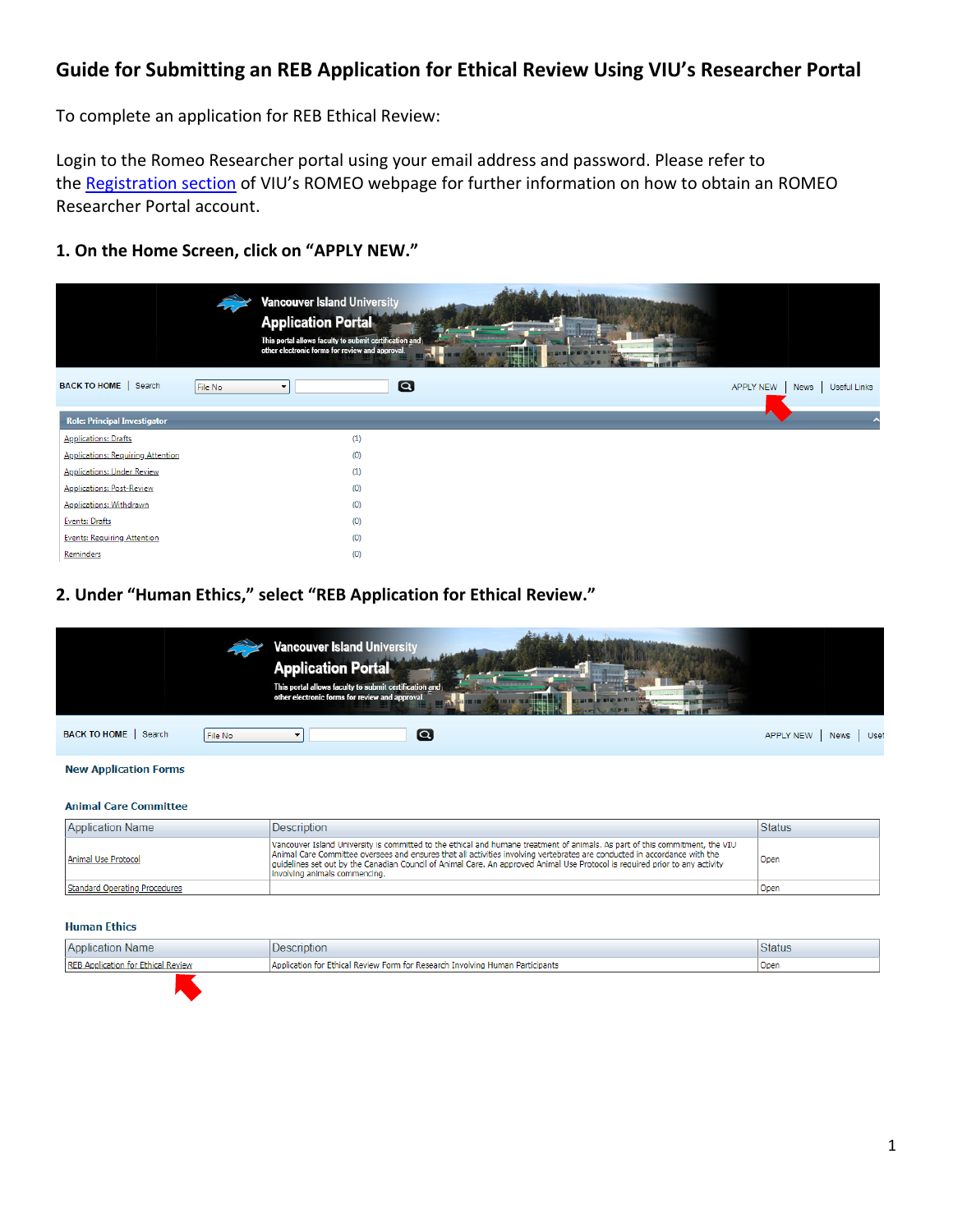# Guide for Submitting an REB Application for Ethical Review Using VIU's Researcher Portal

To complete an application for REB Ethical Review:

Login to the Romeo Researcher portal using your email address and password. Please refer to the [Registration section](#) of VIU's ROMEO webpage for further information on how to obtain an ROMEO Researcher Portal account.

### 1. On the Home Screen, click on "APPLY NEW."

Vancouver Island University
Application Portal
This portal allows faculty to submit certification and other electronic forms for review and approval.

BACK TO HOME | Search File No APPLY NEW | News | Useful Links

Role: Principal Investigator

| | |
|---|---|
| Applications: Drafts | (1) |
| Applications: Requiring Attention | (0) |
| Applications: Under Review | (1) |
| Applications: Post-Review | (0) |
| Applications: Withdrawn | (0) |
| Events: Drafts | (0) |
| Events: Requiring Attention | (0) |
| Reminders | (0) |

### 2. Under "Human Ethics," select "REB Application for Ethical Review."

Vancouver Island University
Application Portal
This portal allows faculty to submit certification and other electronic forms for review and approval.

BACK TO HOME | Search File No APPLY NEW | News | Use

**New Application Forms**

**Animal Care Committee**

| Application Name | Description | Status |
|---|---|---|
| Animal Use Protocol | Vancouver Island University is committed to the ethical and humane treatment of animals. As part of this commitment, the VIU Animal Care Committee oversees and ensures that all activities involving vertebrates are conducted in accordance with the guidelines set out by the Canadian Council of Animal Care. An approved Animal Use Protocol is required prior to any activity involving animals commencing. | Open |
| Standard Operating Procedures | | Open |

**Human Ethics**

| Application Name | Description | Status |
|---|---|---|
| REB Application for Ethical Review | Application for Ethical Review Form for Research Involving Human Participants | Open |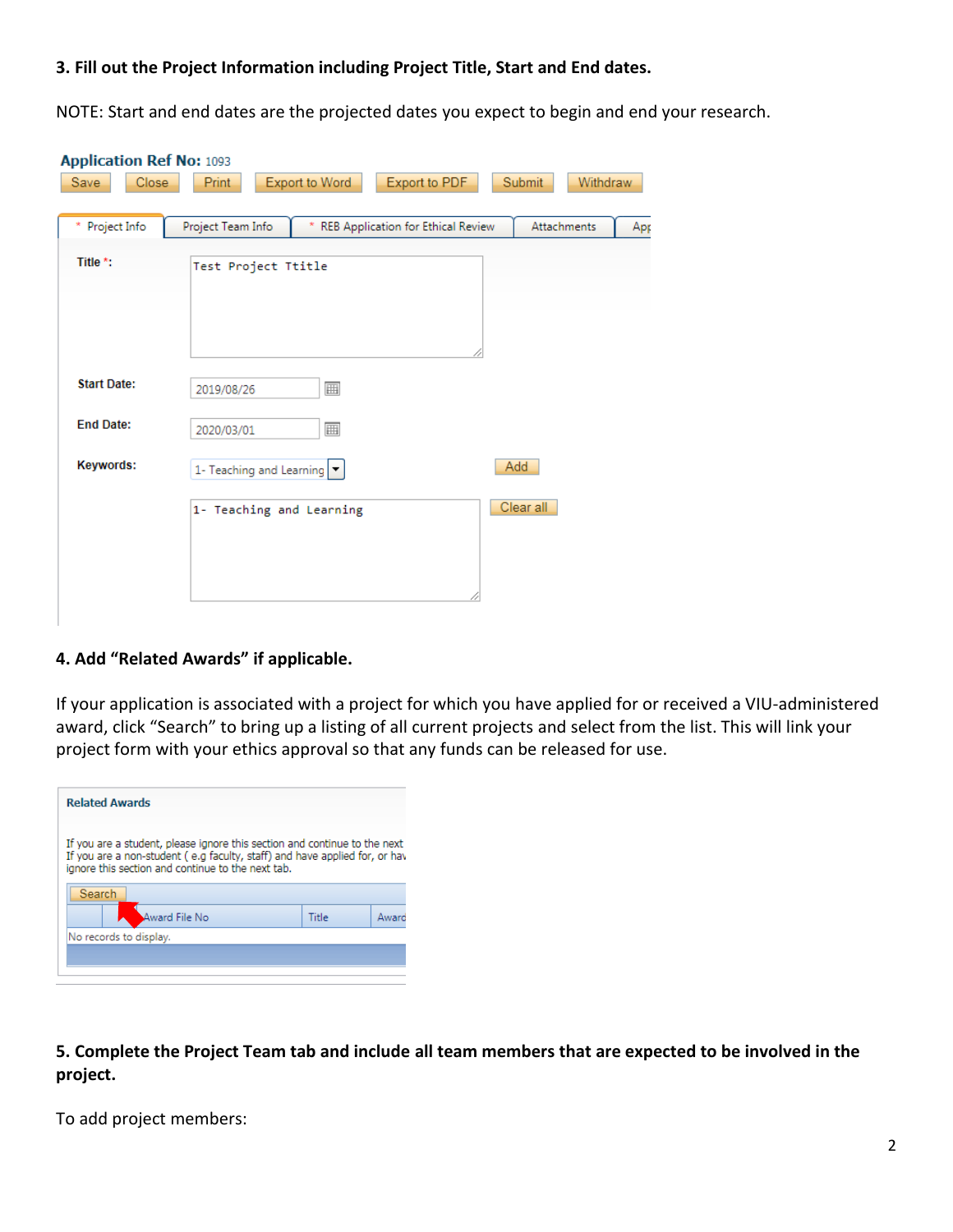**3. Fill out the Project Information including Project Title, Start and End dates.**

NOTE: Start and end dates are the projected dates you expect to begin and end your research.

**Application Ref No:** 1093

Save | Close | Print | Export to Word | Export to PDF | Submit | Withdraw

\* Project Info | Project Team Info | \* REB Application for Ethical Review | Attachments | App

**Title \*:** Test Project Ttitle

**Start Date:** 2019/08/26

**End Date:** 2020/03/01

**Keywords:** 1- Teaching and Learning — Add

1- Teaching and Learning — Clear all

**4. Add "Related Awards" if applicable.**

If your application is associated with a project for which you have applied for or received a VIU-administered award, click "Search" to bring up a listing of all current projects and select from the list. This will link your project form with your ethics approval so that any funds can be released for use.

**Related Awards**

If you are a student, please ignore this section and continue to the next
If you are a non-student ( e.g faculty, staff) and have applied for, or hav
ignore this section and continue to the next tab.

Search

| | Award File No | Title | Award |
|---|---|---|---|
| No records to display. | | | |

**5. Complete the Project Team tab and include all team members that are expected to be involved in the project.**

To add project members: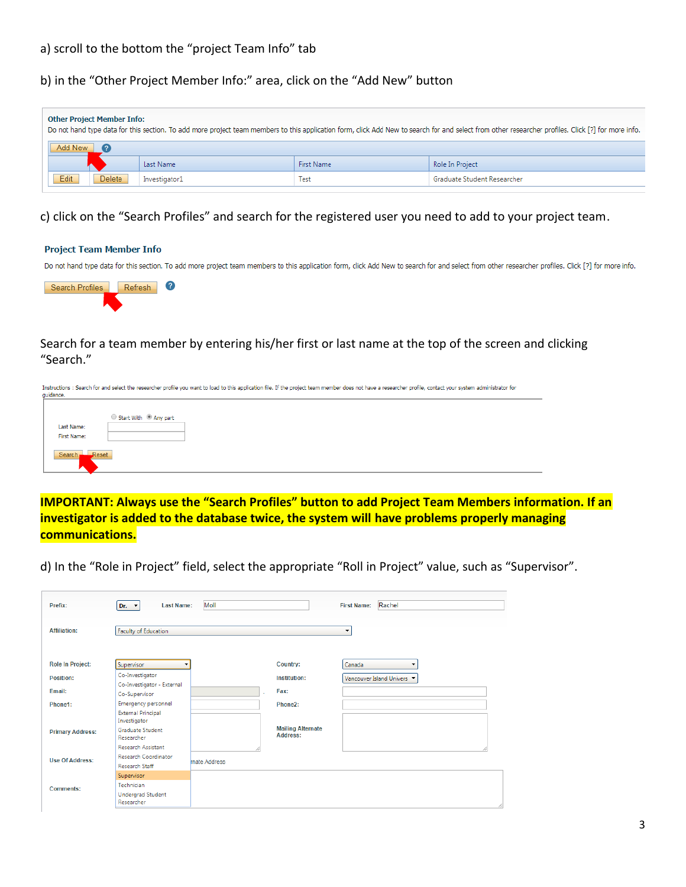a) scroll to the bottom the "project Team Info" tab

b) in the "Other Project Member Info:" area, click on the "Add New" button

**Other Project Member Info:**
Do not hand type data for this section. To add more project team members to this application form, click Add New to search for and select from other researcher profiles. Click [?] for more info.

| Add New | | Last Name | First Name | Role In Project |
|---|---|---|---|---|
| Edit | Delete | Investigator1 | Test | Graduate Student Researcher |

c) click on the "Search Profiles" and search for the registered user you need to add to your project team.

**Project Team Member Info**

Do not hand type data for this section. To add more project team members to this application form, click Add New to search for and select from other researcher profiles. Click [?] for more info.

Search Profiles | Refresh

Search for a team member by entering his/her first or last name at the top of the screen and clicking "Search."

Instructions : Search for and select the researcher profile you want to load to this application file. If the project team member does not have a researcher profile, contact your system administrator for guidance.

Start With / Any part

Last Name:

First Name:

Search | Reset

**IMPORTANT: Always use the "Search Profiles" button to add Project Team Members information. If an investigator is added to the database twice, the system will have problems properly managing communications.**

d) In the "Role in Project" field, select the appropriate "Roll in Project" value, such as "Supervisor".

Prefix: Dr. Last Name: Moll First Name: Rachel

Affiliation: Faculty of Education

Role In Project: Supervisor — Country: Canada

Position: — Institution: Vancouver Island Univers

Email: — Fax:

Phone1: — Phone2:

Primary Address: — Mailing Alternate Address:

Use Of Address:

Comments:

Role In Project options: Co-Investigator, Co-Investigator - External, Co-Supervisor, Emergency personnel, External Principal Investigator, Graduate Student Researcher, Research Assistant, Research Coordinator, Research Staff, Supervisor, Technician, Undergrad Student Researcher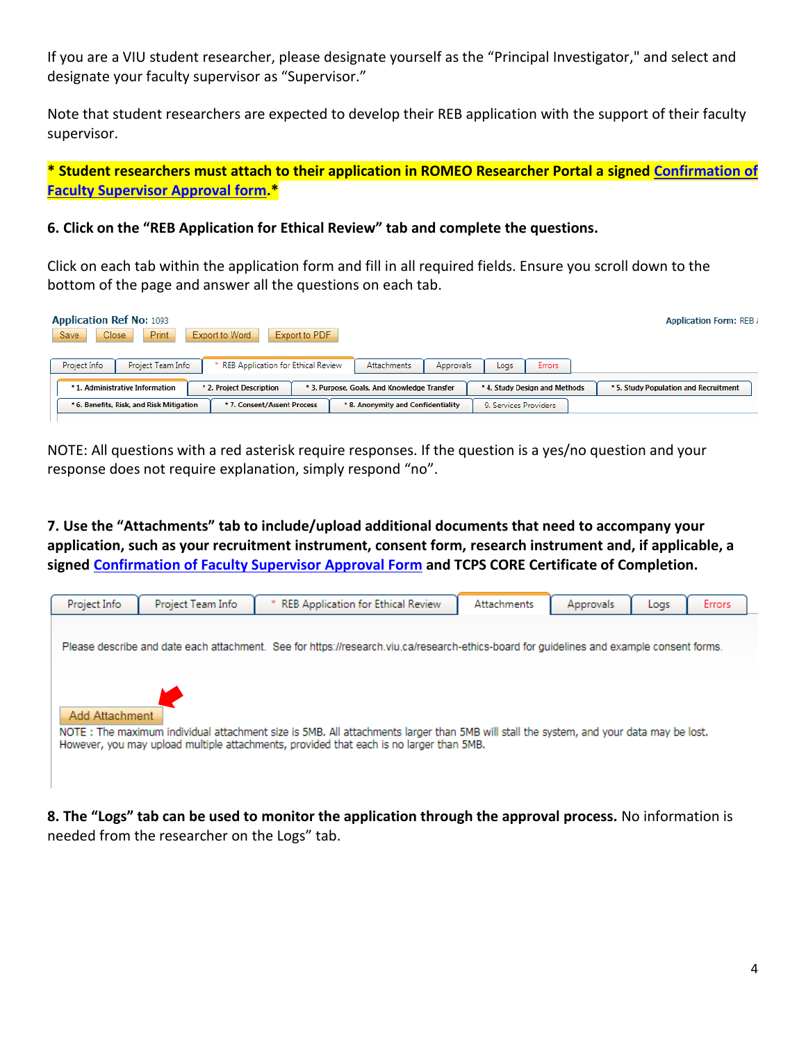If you are a VIU student researcher, please designate yourself as the "Principal Investigator," and select and designate your faculty supervisor as "Supervisor."

Note that student researchers are expected to develop their REB application with the support of their faculty supervisor.

**\* Student researchers must attach to their application in ROMEO Researcher Portal a signed Confirmation of Faculty Supervisor Approval form.\***

**6. Click on the "REB Application for Ethical Review" tab and complete the questions.**

Click on each tab within the application form and fill in all required fields. Ensure you scroll down to the bottom of the page and answer all the questions on each tab.

NOTE: All questions with a red asterisk require responses. If the question is a yes/no question and your response does not require explanation, simply respond "no".

**7. Use the "Attachments" tab to include/upload additional documents that need to accompany your application, such as your recruitment instrument, consent form, research instrument and, if applicable, a signed Confirmation of Faculty Supervisor Approval Form and TCPS CORE Certificate of Completion.**

**8. The "Logs" tab can be used to monitor the application through the approval process.** No information is needed from the researcher on the Logs" tab.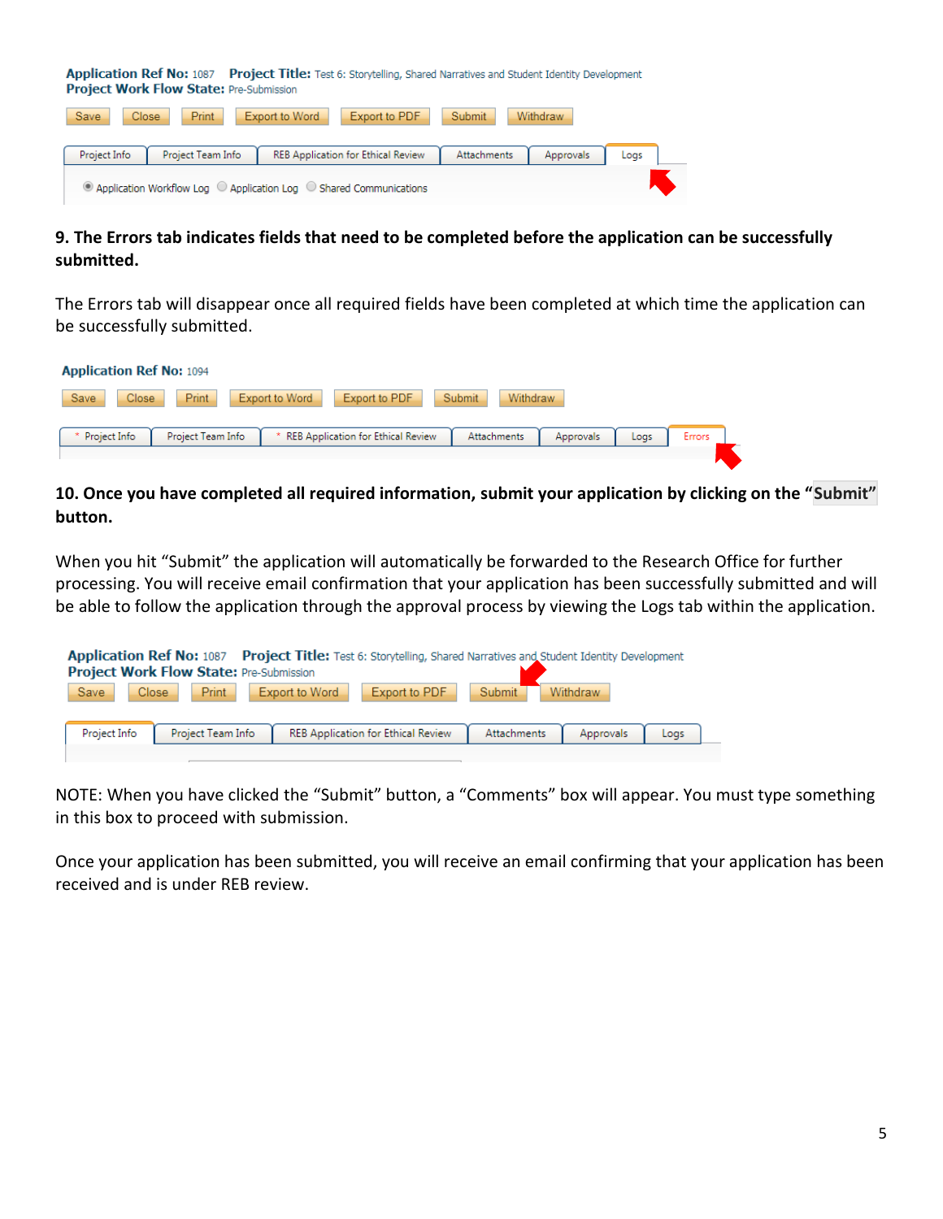**9. The Errors tab indicates fields that need to be completed before the application can be successfully submitted.**

The Errors tab will disappear once all required fields have been completed at which time the application can be successfully submitted.

**10. Once you have completed all required information, submit your application by clicking on the "Submit" button.**

When you hit "Submit" the application will automatically be forwarded to the Research Office for further processing. You will receive email confirmation that your application has been successfully submitted and will be able to follow the application through the approval process by viewing the Logs tab within the application.

NOTE: When you have clicked the "Submit" button, a "Comments" box will appear. You must type something in this box to proceed with submission.

Once your application has been submitted, you will receive an email confirming that your application has been received and is under REB review.